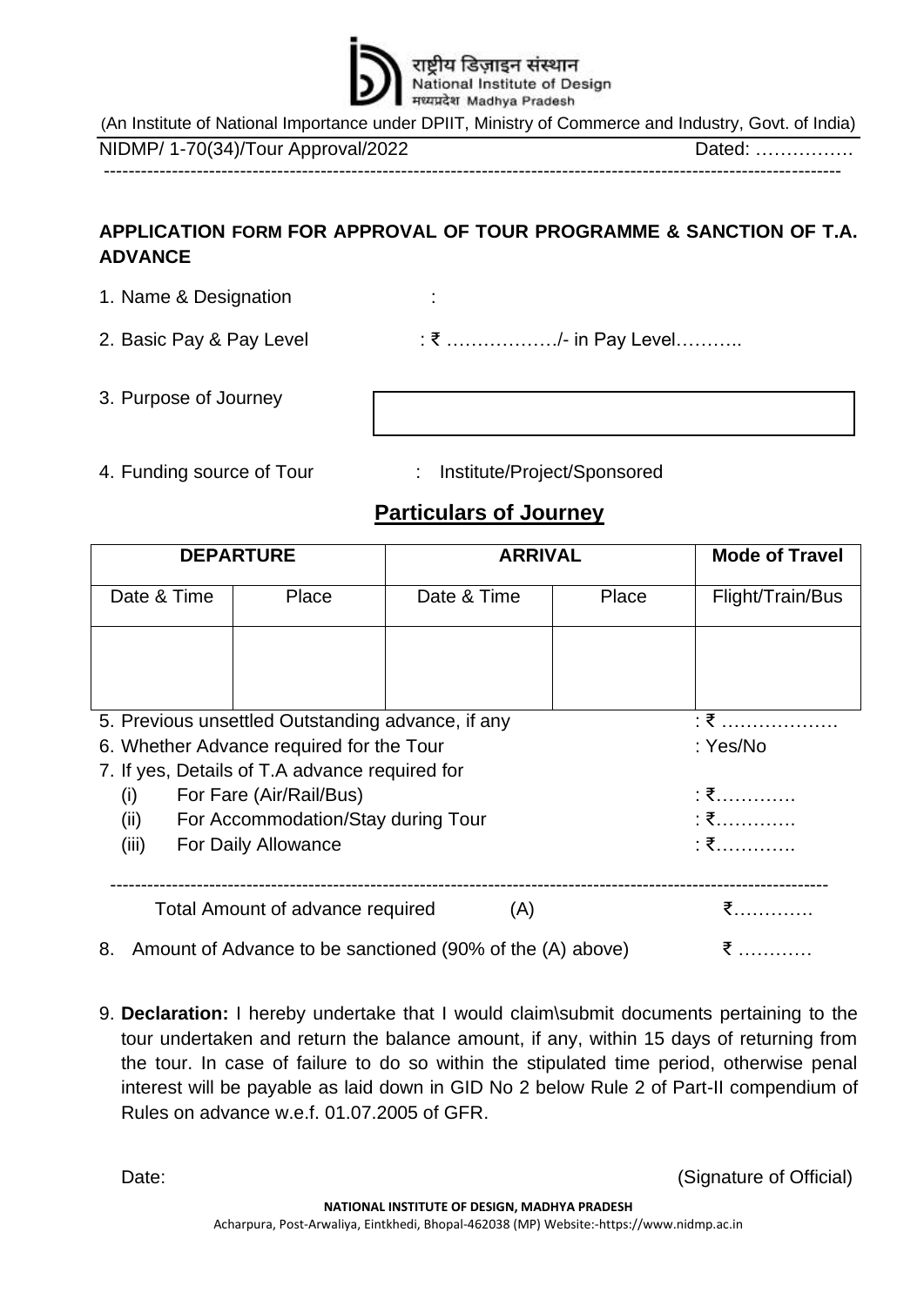राष्ट्रीय डिज़ाइन संस्थान
National Institute of Design
मध्यप्रदेश Madhya Pradesh

(An Institute of National Importance under DPIIT, Ministry of Commerce and Industry, Govt. of India)

NIDMP/ 1-70(34)/Tour Approval/2022 Dated: …………….

---

## APPLICATION FORM FOR APPROVAL OF TOUR PROGRAMME & SANCTION OF T.A. ADVANCE

1. Name & Designation :
2. Basic Pay & Pay Level : ₹ ………………/- in Pay Level………..
3. Purpose of Journey
4. Funding source of Tour : Institute/Project/Sponsored

### Particulars of Journey

| DEPARTURE | | ARRIVAL | | Mode of Travel |
|---|---|---|---|---|
| Date & Time | Place | Date & Time | Place | Flight/Train/Bus |
| | | | | |

5. Previous unsettled Outstanding advance, if any : ₹ ……………….
6. Whether Advance required for the Tour : Yes/No
7. If yes, Details of T.A advance required for
   (i) For Fare (Air/Rail/Bus) : ₹………….
   (ii) For Accommodation/Stay during Tour : ₹………….
   (iii) For Daily Allowance : ₹………….

---

Total Amount of advance required (A) ₹………….

8. Amount of Advance to be sanctioned (90% of the (A) above) ₹ …………

9. **Declaration:** I hereby undertake that I would claim\submit documents pertaining to the tour undertaken and return the balance amount, if any, within 15 days of returning from the tour. In case of failure to do so within the stipulated time period, otherwise penal interest will be payable as laid down in GID No 2 below Rule 2 of Part-II compendium of Rules on advance w.e.f. 01.07.2005 of GFR.

Date: (Signature of Official)

**NATIONAL INSTITUTE OF DESIGN, MADHYA PRADESH**
Acharpura, Post-Arwaliya, Eintkhedi, Bhopal-462038 (MP) Website:-https://www.nidmp.ac.in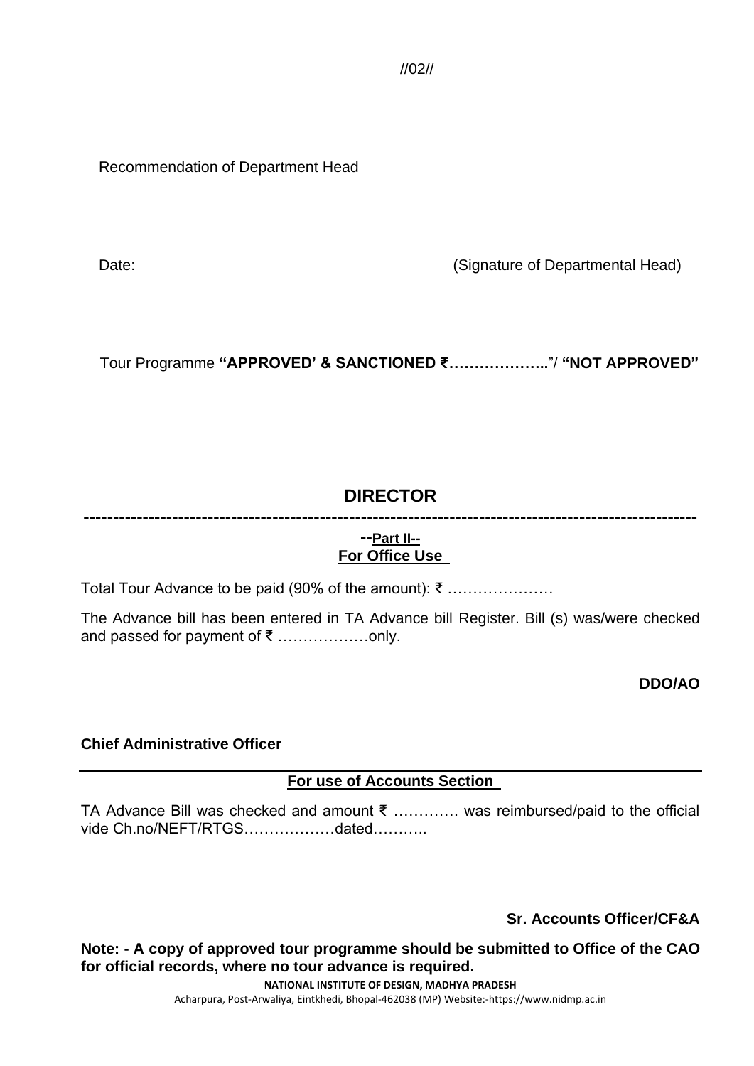Recommendation of Department Head

Date: (Signature of Departmental Head)

Tour Programme **"APPROVED' & SANCTIONED ₹………………..**"/ **"NOT APPROVED"**

**DIRECTOR**

-----------------------------------------------------------------------------------------------------

**--Part II--**

**For Office Use**

Total Tour Advance to be paid (90% of the amount): ₹ …………………

The Advance bill has been entered in TA Advance bill Register. Bill (s) was/were checked and passed for payment of ₹ ………………only.

**DDO/AO**

**Chief Administrative Officer**

**For use of Accounts Section**

TA Advance Bill was checked and amount ₹ …………. was reimbursed/paid to the official vide Ch.no/NEFT/RTGS………………dated………..

**Sr. Accounts Officer/CF&A**

**Note: - A copy of approved tour programme should be submitted to Office of the CAO for official records, where no tour advance is required.**

**NATIONAL INSTITUTE OF DESIGN, MADHYA PRADESH**

Acharpura, Post-Arwaliya, Eintkhedi, Bhopal-462038 (MP) Website:-https://www.nidmp.ac.in